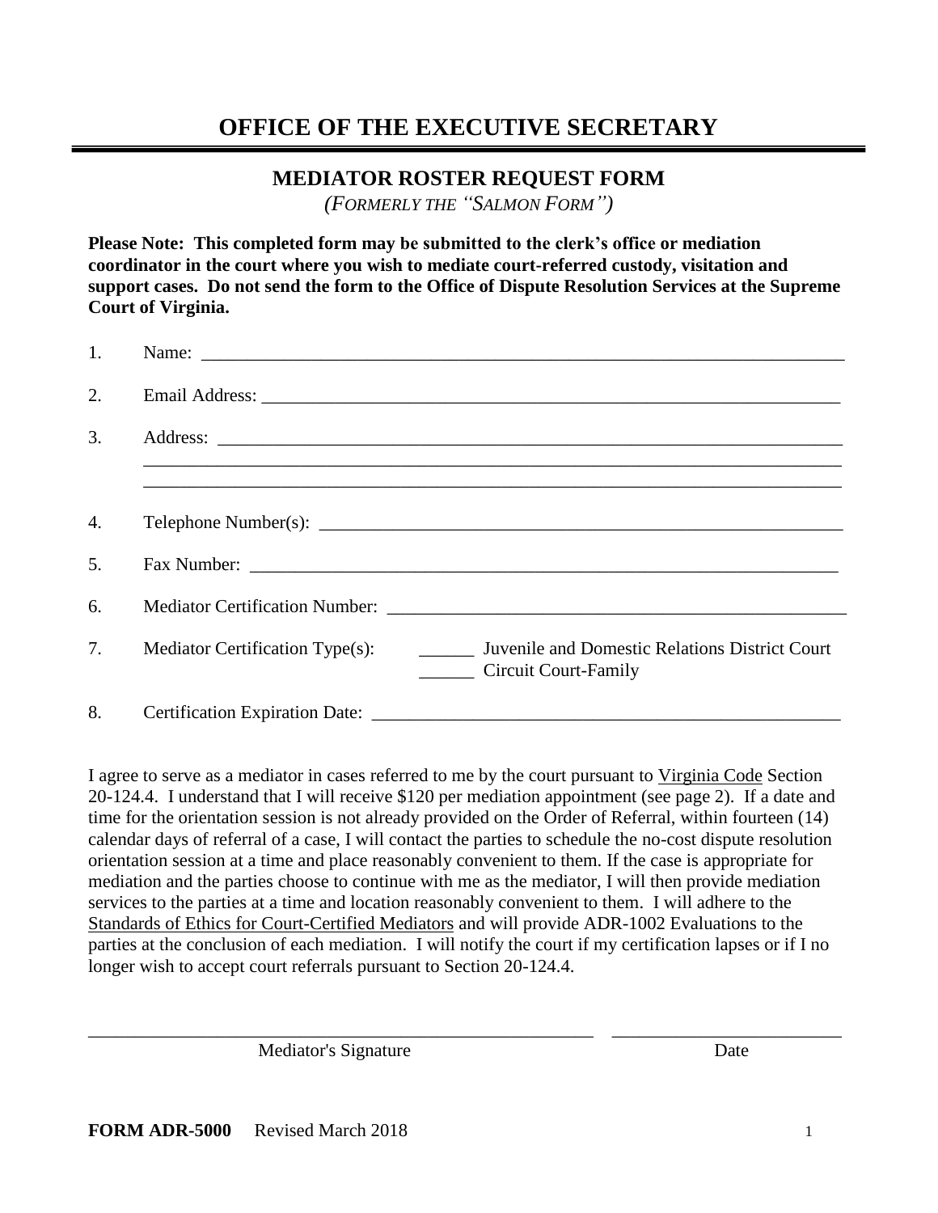# OFFICE OF THE EXECUTIVE SECRETARY

## MEDIATOR ROSTER REQUEST FORM

*(FORMERLY THE "SALMON FORM")*

**Please Note: This completed form may be submitted to the clerk's office or mediation coordinator in the court where you wish to mediate court-referred custody, visitation and support cases. Do not send the form to the Office of Dispute Resolution Services at the Supreme Court of Virginia.**

1. Name: ______________________________________________________________________

2. Email Address: ________________________________________________________________

3. Address: ____________________________________________________________________
   ____________________________________________________________________________
   ____________________________________________________________________________

4. Telephone Number(s): ___________________________________________________________

5. Fax Number: _________________________________________________________________

6. Mediator Certification Number: ___________________________________________________

7. Mediator Certification Type(s): ______ Juvenile and Domestic Relations District Court
   ______ Circuit Court-Family

8. Certification Expiration Date: _____________________________________________________

I agree to serve as a mediator in cases referred to me by the court pursuant to Virginia Code Section 20-124.4. I understand that I will receive $120 per mediation appointment (see page 2). If a date and time for the orientation session is not already provided on the Order of Referral, within fourteen (14) calendar days of referral of a case, I will contact the parties to schedule the no-cost dispute resolution orientation session at a time and place reasonably convenient to them. If the case is appropriate for mediation and the parties choose to continue with me as the mediator, I will then provide mediation services to the parties at a time and location reasonably convenient to them. I will adhere to the Standards of Ethics for Court-Certified Mediators and will provide ADR-1002 Evaluations to the parties at the conclusion of each mediation. I will notify the court if my certification lapses or if I no longer wish to accept court referrals pursuant to Section 20-124.4.

_______________________________________________ ________________________

Mediator's Signature Date

**FORM ADR-5000** Revised March 2018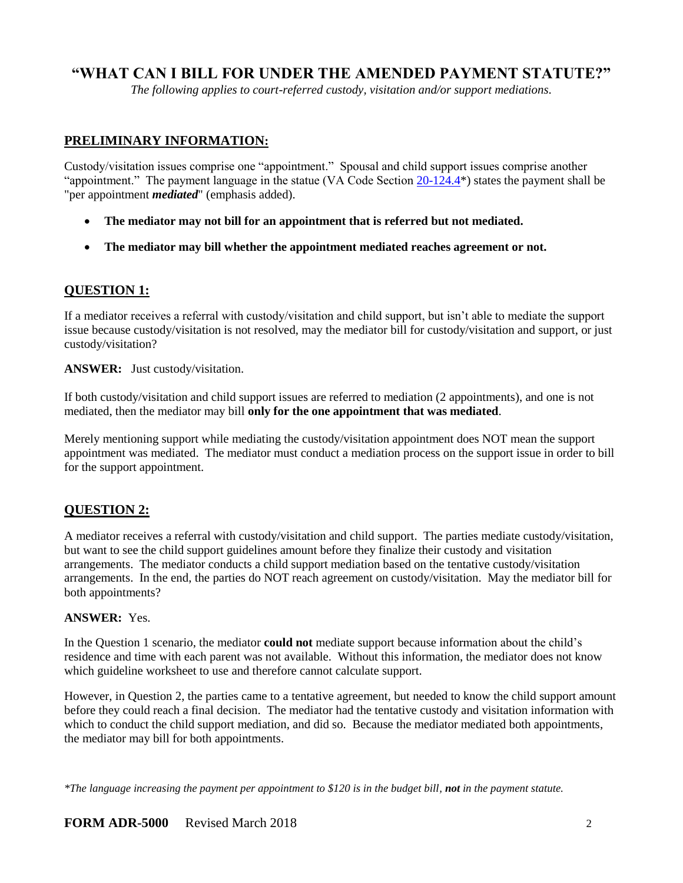# "WHAT CAN I BILL FOR UNDER THE AMENDED PAYMENT STATUTE?"

*The following applies to court-referred custody, visitation and/or support mediations.*

## PRELIMINARY INFORMATION:

Custody/visitation issues comprise one "appointment." Spousal and child support issues comprise another "appointment." The payment language in the statue (VA Code Section 20-124.4*) states the payment shall be "per appointment ***mediated***" (emphasis added).

- **The mediator may not bill for an appointment that is referred but not mediated.**
- **The mediator may bill whether the appointment mediated reaches agreement or not.**

## QUESTION 1:

If a mediator receives a referral with custody/visitation and child support, but isn't able to mediate the support issue because custody/visitation is not resolved, may the mediator bill for custody/visitation and support, or just custody/visitation?

**ANSWER:** Just custody/visitation.

If both custody/visitation and child support issues are referred to mediation (2 appointments), and one is not mediated, then the mediator may bill **only for the one appointment that was mediated**.

Merely mentioning support while mediating the custody/visitation appointment does NOT mean the support appointment was mediated. The mediator must conduct a mediation process on the support issue in order to bill for the support appointment.

## QUESTION 2:

A mediator receives a referral with custody/visitation and child support. The parties mediate custody/visitation, but want to see the child support guidelines amount before they finalize their custody and visitation arrangements. The mediator conducts a child support mediation based on the tentative custody/visitation arrangements. In the end, the parties do NOT reach agreement on custody/visitation. May the mediator bill for both appointments?

**ANSWER:** Yes.

In the Question 1 scenario, the mediator **could not** mediate support because information about the child's residence and time with each parent was not available. Without this information, the mediator does not know which guideline worksheet to use and therefore cannot calculate support.

However, in Question 2, the parties came to a tentative agreement, but needed to know the child support amount before they could reach a final decision. The mediator had the tentative custody and visitation information with which to conduct the child support mediation, and did so. Because the mediator mediated both appointments, the mediator may bill for both appointments.

**The language increasing the payment per appointment to $120 is in the budget bill, **not** in the payment statute.*

**FORM ADR-5000** Revised March 2018